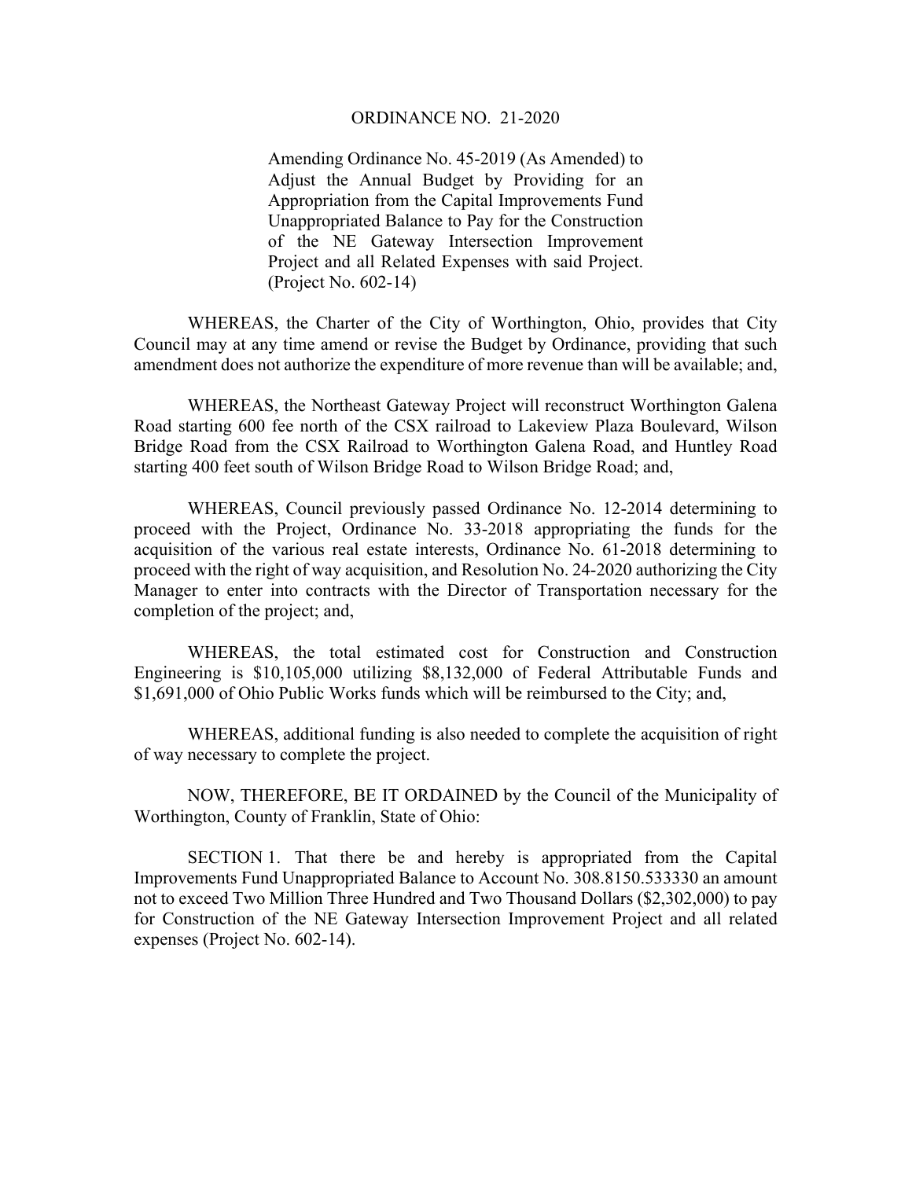# ORDINANCE NO. 21-2020

Amending Ordinance No. 45-2019 (As Amended) to Adjust the Annual Budget by Providing for an Appropriation from the Capital Improvements Fund Unappropriated Balance to Pay for the Construction of the NE Gateway Intersection Improvement Project and all Related Expenses with said Project. (Project No. 602-14)

WHEREAS, the Charter of the City of Worthington, Ohio, provides that City Council may at any time amend or revise the Budget by Ordinance, providing that such amendment does not authorize the expenditure of more revenue than will be available; and,

WHEREAS, the Northeast Gateway Project will reconstruct Worthington Galena Road starting 600 fee north of the CSX railroad to Lakeview Plaza Boulevard, Wilson Bridge Road from the CSX Railroad to Worthington Galena Road, and Huntley Road starting 400 feet south of Wilson Bridge Road to Wilson Bridge Road; and,

WHEREAS, Council previously passed Ordinance No. 12-2014 determining to proceed with the Project, Ordinance No. 33-2018 appropriating the funds for the acquisition of the various real estate interests, Ordinance No. 61-2018 determining to proceed with the right of way acquisition, and Resolution No. 24-2020 authorizing the City Manager to enter into contracts with the Director of Transportation necessary for the completion of the project; and,

WHEREAS, the total estimated cost for Construction and Construction Engineering is $10,105,000 utilizing $8,132,000 of Federal Attributable Funds and $1,691,000 of Ohio Public Works funds which will be reimbursed to the City; and,

WHEREAS, additional funding is also needed to complete the acquisition of right of way necessary to complete the project.

NOW, THEREFORE, BE IT ORDAINED by the Council of the Municipality of Worthington, County of Franklin, State of Ohio:

SECTION 1. That there be and hereby is appropriated from the Capital Improvements Fund Unappropriated Balance to Account No. 308.8150.533330 an amount not to exceed Two Million Three Hundred and Two Thousand Dollars ($2,302,000) to pay for Construction of the NE Gateway Intersection Improvement Project and all related expenses (Project No. 602-14).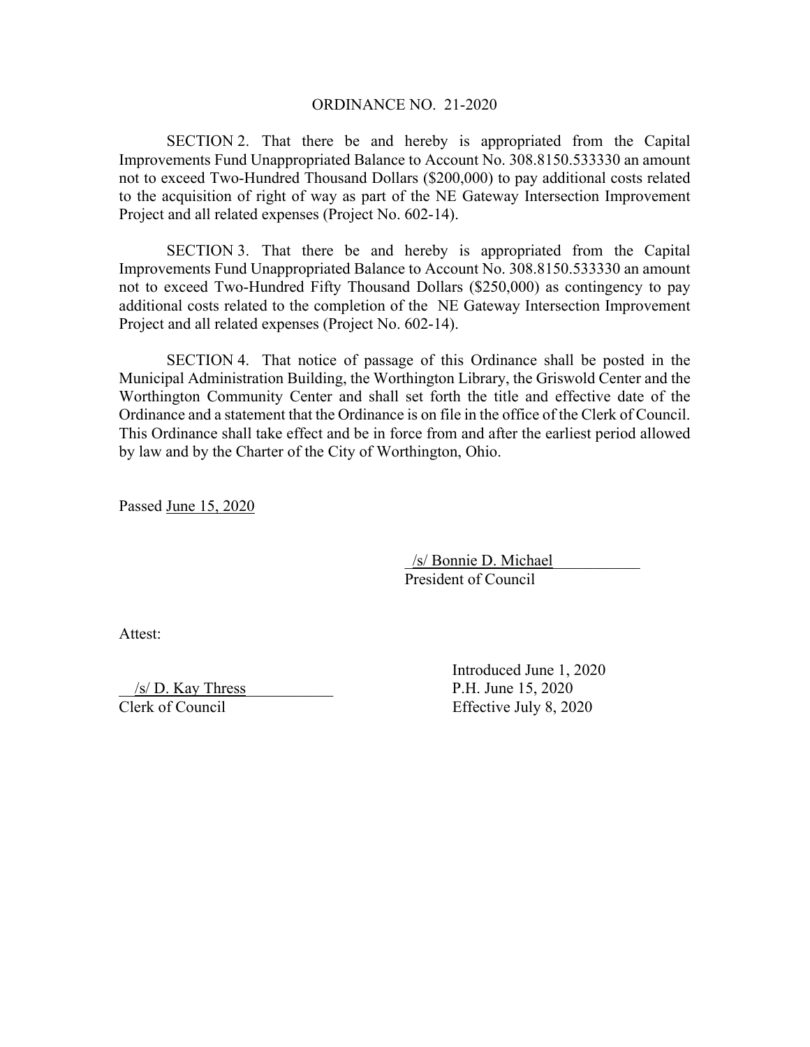ORDINANCE NO. 21-2020

SECTION 2. That there be and hereby is appropriated from the Capital Improvements Fund Unappropriated Balance to Account No. 308.8150.533330 an amount not to exceed Two-Hundred Thousand Dollars ($200,000) to pay additional costs related to the acquisition of right of way as part of the NE Gateway Intersection Improvement Project and all related expenses (Project No. 602-14).

SECTION 3. That there be and hereby is appropriated from the Capital Improvements Fund Unappropriated Balance to Account No. 308.8150.533330 an amount not to exceed Two-Hundred Fifty Thousand Dollars ($250,000) as contingency to pay additional costs related to the completion of the NE Gateway Intersection Improvement Project and all related expenses (Project No. 602-14).

SECTION 4. That notice of passage of this Ordinance shall be posted in the Municipal Administration Building, the Worthington Library, the Griswold Center and the Worthington Community Center and shall set forth the title and effective date of the Ordinance and a statement that the Ordinance is on file in the office of the Clerk of Council. This Ordinance shall take effect and be in force from and after the earliest period allowed by law and by the Charter of the City of Worthington, Ohio.

Passed June 15, 2020

/s/ Bonnie D. Michael
President of Council

Attest:

/s/ D. Kay Thress
Clerk of Council

Introduced June 1, 2020
P.H. June 15, 2020
Effective July 8, 2020